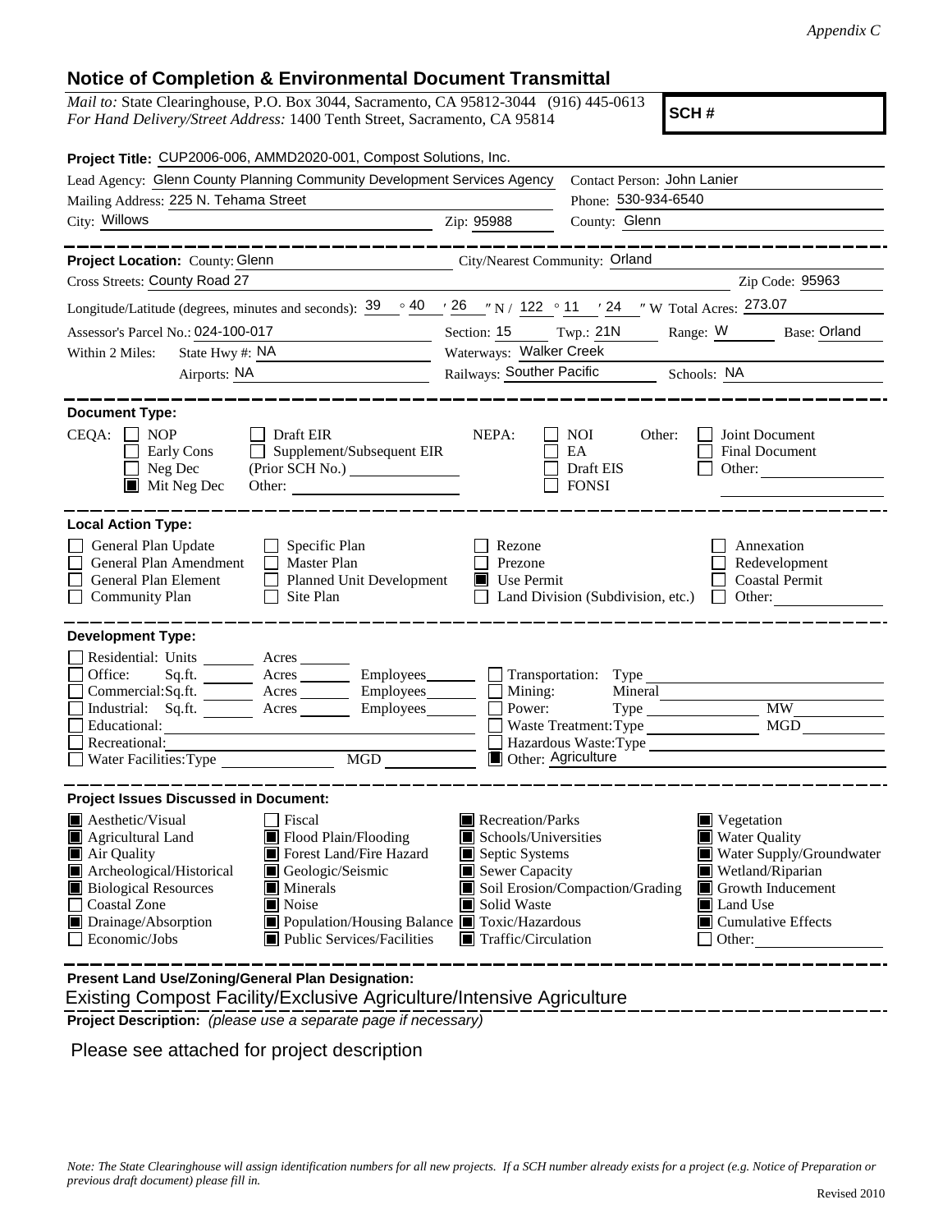*Appendix C*

# Notice of Completion & Environmental Document Transmittal

*Mail to:* State Clearinghouse, P.O. Box 3044, Sacramento, CA 95812-3044 (916) 445-0613
*For Hand Delivery/Street Address:* 1400 Tenth Street, Sacramento, CA 95814

**SCH #**

**Project Title:** CUP2006-006, AMMD2020-001, Compost Solutions, Inc.

Lead Agency: Glenn County Planning Community Development Services Agency
Contact Person: John Lanier
Mailing Address: 225 N. Tehama Street
Phone: 530-934-6540
City: Willows
Zip: 95988
County: Glenn

---

**Project Location:** County: Glenn
City/Nearest Community: Orland
Cross Streets: County Road 27
Zip Code: 95963
Longitude/Latitude (degrees, minutes and seconds): 39 ° 40 ′ 26 ″ N / 122 ° 11 ′ 24 ″ W Total Acres: 273.07
Assessor's Parcel No.: 024-100-017
Section: 15 Twp.: 21N Range: W Base: Orland
Within 2 Miles: State Hwy #: NA
Waterways: Walker Creek
Airports: NA
Railways: Souther Pacific
Schools: NA

---

**Document Type:**

CEQA: ☐ NOP ☐ Early Cons ☐ Neg Dec ■ Mit Neg Dec ☐ Draft EIR ☐ Supplement/Subsequent EIR (Prior SCH No.) ______ Other: ______

NEPA: ☐ NOI ☐ EA ☐ Draft EIS ☐ FONSI

Other: ☐ Joint Document ☐ Final Document ☐ Other: ______

---

**Local Action Type:**

☐ General Plan Update ☐ General Plan Amendment ☐ General Plan Element ☐ Community Plan ☐ Specific Plan ☐ Master Plan ☐ Planned Unit Development ☐ Site Plan ☐ Rezone ☐ Prezone ■ Use Permit ☐ Land Division (Subdivision, etc.) ☐ Annexation ☐ Redevelopment ☐ Coastal Permit ☐ Other: ______

---

**Development Type:**

☐ Residential: Units ______ Acres ______
☐ Office: Sq.ft. ______ Acres ______ Employees ______
☐ Commercial: Sq.ft. ______ Acres ______ Employees ______
☐ Industrial: Sq.ft. ______ Acres ______ Employees ______
☐ Educational: ______
☐ Recreational: ______
☐ Water Facilities: Type ______ MGD ______
☐ Transportation: Type ______
☐ Mining: Mineral ______
☐ Power: Type ______ MW ______
☐ Waste Treatment: Type ______ MGD ______
☐ Hazardous Waste: Type ______
■ Other: Agriculture

---

**Project Issues Discussed in Document:**

■ Aesthetic/Visual
■ Agricultural Land
■ Air Quality
■ Archeological/Historical
■ Biological Resources
☐ Coastal Zone
■ Drainage/Absorption
☐ Economic/Jobs
☐ Fiscal
■ Flood Plain/Flooding
■ Forest Land/Fire Hazard
■ Geologic/Seismic
■ Minerals
■ Noise
■ Population/Housing Balance
■ Public Services/Facilities
■ Recreation/Parks
■ Schools/Universities
■ Septic Systems
■ Sewer Capacity
■ Soil Erosion/Compaction/Grading
■ Solid Waste
■ Toxic/Hazardous
■ Traffic/Circulation
■ Vegetation
■ Water Quality
■ Water Supply/Groundwater
■ Wetland/Riparian
■ Growth Inducement
■ Land Use
■ Cumulative Effects
☐ Other: ______

---

**Present Land Use/Zoning/General Plan Designation:**

Existing Compost Facility/Exclusive Agriculture/Intensive Agriculture

**Project Description:** *(please use a separate page if necessary)*

Please see attached for project description

*Note: The State Clearinghouse will assign identification numbers for all new projects. If a SCH number already exists for a project (e.g. Notice of Preparation or previous draft document) please fill in.*

Revised 2010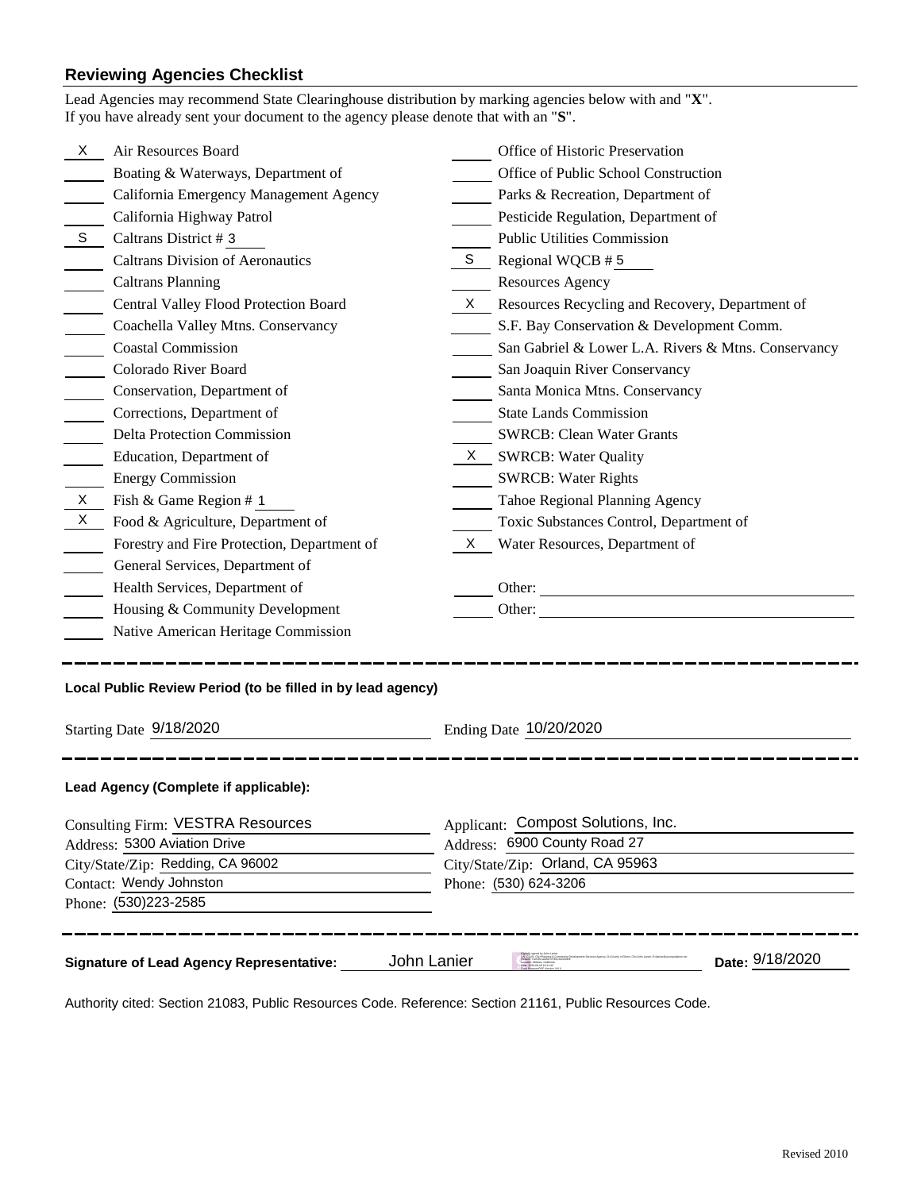## Reviewing Agencies Checklist

Lead Agencies may recommend State Clearinghouse distribution by marking agencies below with and "**X**".
If you have already sent your document to the agency please denote that with an "**S**".

| | | | |
|---|---|---|---|
| X | Air Resources Board | | Office of Historic Preservation |
| | Boating & Waterways, Department of | | Office of Public School Construction |
| | California Emergency Management Agency | | Parks & Recreation, Department of |
| | California Highway Patrol | | Pesticide Regulation, Department of |
| S | Caltrans District # 3 | | Public Utilities Commission |
| | Caltrans Division of Aeronautics | S | Regional WQCB # 5 |
| | Caltrans Planning | | Resources Agency |
| | Central Valley Flood Protection Board | X | Resources Recycling and Recovery, Department of |
| | Coachella Valley Mtns. Conservancy | | S.F. Bay Conservation & Development Comm. |
| | Coastal Commission | | San Gabriel & Lower L.A. Rivers & Mtns. Conservancy |
| | Colorado River Board | | San Joaquin River Conservancy |
| | Conservation, Department of | | Santa Monica Mtns. Conservancy |
| | Corrections, Department of | | State Lands Commission |
| | Delta Protection Commission | | SWRCB: Clean Water Grants |
| | Education, Department of | X | SWRCB: Water Quality |
| | Energy Commission | | SWRCB: Water Rights |
| X | Fish & Game Region # 1 | | Tahoe Regional Planning Agency |
| X | Food & Agriculture, Department of | | Toxic Substances Control, Department of |
| | Forestry and Fire Protection, Department of | X | Water Resources, Department of |
| | General Services, Department of | | |
| | Health Services, Department of | | Other: |
| | Housing & Community Development | | Other: |
| | Native American Heritage Commission | | |

---

**Local Public Review Period (to be filled in by lead agency)**

Starting Date 9/18/2020 Ending Date 10/20/2020

---

**Lead Agency (Complete if applicable):**

Consulting Firm: VESTRA Resources
Address: 5300 Aviation Drive
City/State/Zip: Redding, CA 96002
Contact: Wendy Johnston
Phone: (530)223-2585

Applicant: Compost Solutions, Inc.
Address: 6900 County Road 27
City/State/Zip: Orland, CA 95963
Phone: (530) 624-3206

---

**Signature of Lead Agency Representative:** John Lanier **Date:** 9/18/2020

Authority cited: Section 21083, Public Resources Code. Reference: Section 21161, Public Resources Code.

Revised 2010